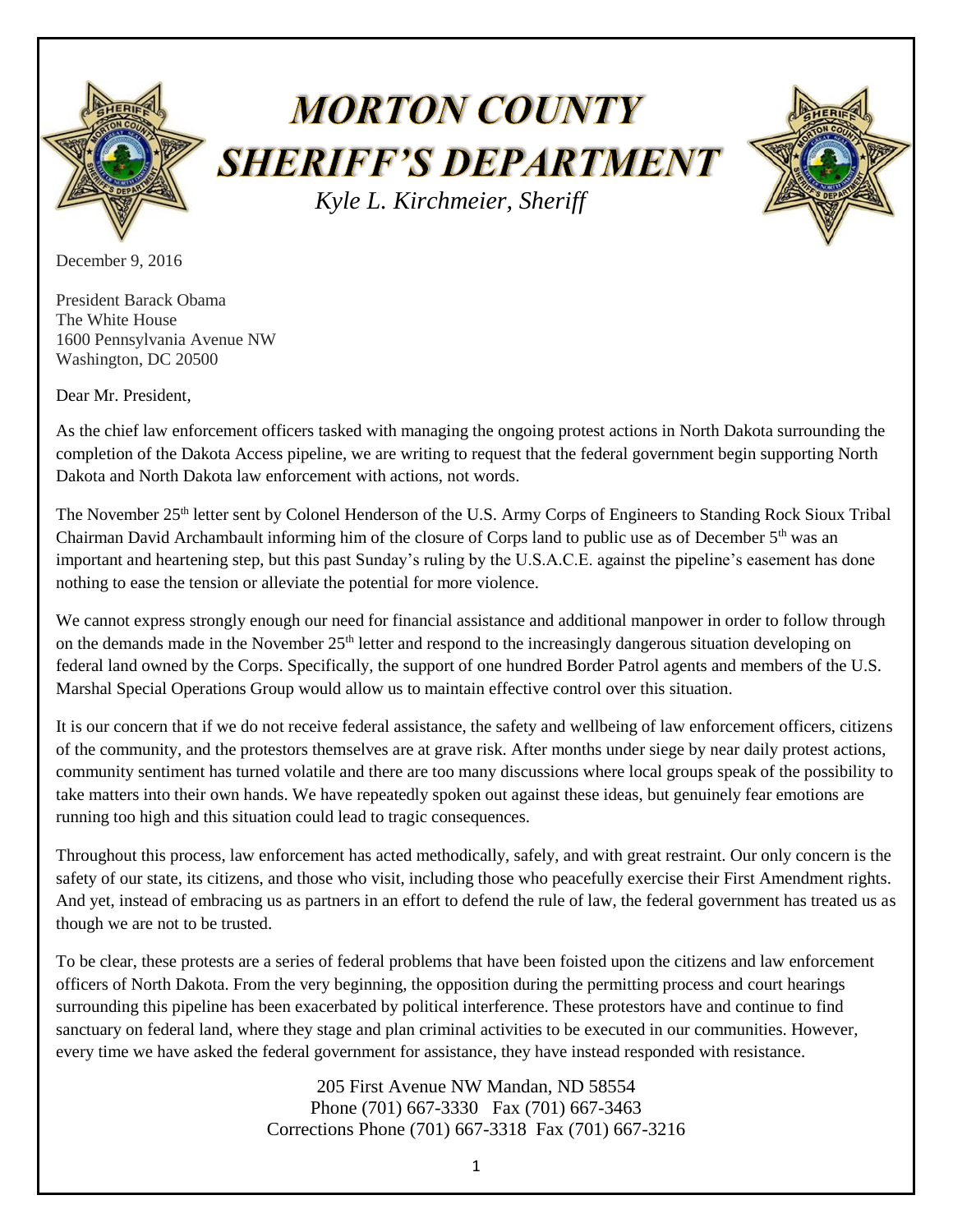# MORTON COUNTY SHERIFF'S DEPARTMENT

*Kyle L. Kirchmeier, Sheriff*

December 9, 2016

President Barack Obama
The White House
1600 Pennsylvania Avenue NW
Washington, DC 20500

Dear Mr. President,

As the chief law enforcement officers tasked with managing the ongoing protest actions in North Dakota surrounding the completion of the Dakota Access pipeline, we are writing to request that the federal government begin supporting North Dakota and North Dakota law enforcement with actions, not words.

The November 25th letter sent by Colonel Henderson of the U.S. Army Corps of Engineers to Standing Rock Sioux Tribal Chairman David Archambault informing him of the closure of Corps land to public use as of December 5th was an important and heartening step, but this past Sunday's ruling by the U.S.A.C.E. against the pipeline's easement has done nothing to ease the tension or alleviate the potential for more violence.

We cannot express strongly enough our need for financial assistance and additional manpower in order to follow through on the demands made in the November 25th letter and respond to the increasingly dangerous situation developing on federal land owned by the Corps. Specifically, the support of one hundred Border Patrol agents and members of the U.S. Marshal Special Operations Group would allow us to maintain effective control over this situation.

It is our concern that if we do not receive federal assistance, the safety and wellbeing of law enforcement officers, citizens of the community, and the protestors themselves are at grave risk. After months under siege by near daily protest actions, community sentiment has turned volatile and there are too many discussions where local groups speak of the possibility to take matters into their own hands. We have repeatedly spoken out against these ideas, but genuinely fear emotions are running too high and this situation could lead to tragic consequences.

Throughout this process, law enforcement has acted methodically, safely, and with great restraint. Our only concern is the safety of our state, its citizens, and those who visit, including those who peacefully exercise their First Amendment rights. And yet, instead of embracing us as partners in an effort to defend the rule of law, the federal government has treated us as though we are not to be trusted.

To be clear, these protests are a series of federal problems that have been foisted upon the citizens and law enforcement officers of North Dakota. From the very beginning, the opposition during the permitting process and court hearings surrounding this pipeline has been exacerbated by political interference. These protestors have and continue to find sanctuary on federal land, where they stage and plan criminal activities to be executed in our communities. However, every time we have asked the federal government for assistance, they have instead responded with resistance.

205 First Avenue NW Mandan, ND 58554
Phone (701) 667-3330 Fax (701) 667-3463
Corrections Phone (701) 667-3318 Fax (701) 667-3216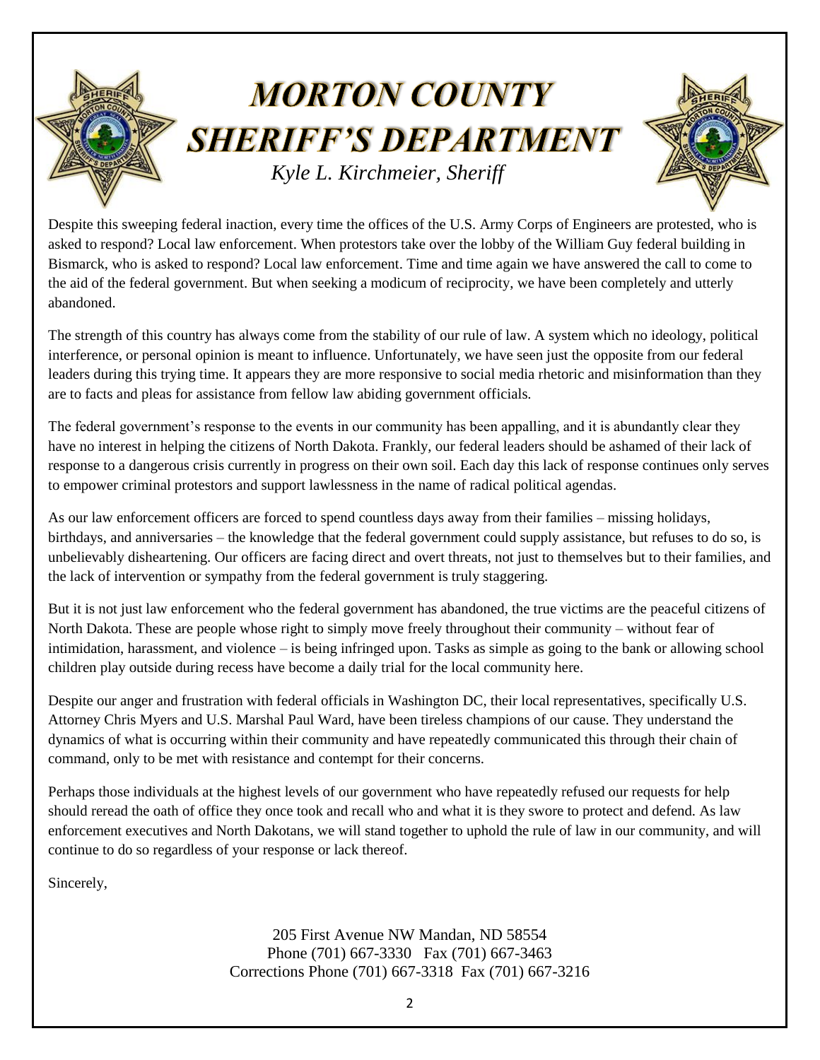# MORTON COUNTY SHERIFF'S DEPARTMENT

*Kyle L. Kirchmeier, Sheriff*

Despite this sweeping federal inaction, every time the offices of the U.S. Army Corps of Engineers are protested, who is asked to respond? Local law enforcement. When protestors take over the lobby of the William Guy federal building in Bismarck, who is asked to respond? Local law enforcement. Time and time again we have answered the call to come to the aid of the federal government. But when seeking a modicum of reciprocity, we have been completely and utterly abandoned.

The strength of this country has always come from the stability of our rule of law. A system which no ideology, political interference, or personal opinion is meant to influence. Unfortunately, we have seen just the opposite from our federal leaders during this trying time. It appears they are more responsive to social media rhetoric and misinformation than they are to facts and pleas for assistance from fellow law abiding government officials.

The federal government's response to the events in our community has been appalling, and it is abundantly clear they have no interest in helping the citizens of North Dakota. Frankly, our federal leaders should be ashamed of their lack of response to a dangerous crisis currently in progress on their own soil. Each day this lack of response continues only serves to empower criminal protestors and support lawlessness in the name of radical political agendas.

As our law enforcement officers are forced to spend countless days away from their families – missing holidays, birthdays, and anniversaries – the knowledge that the federal government could supply assistance, but refuses to do so, is unbelievably disheartening. Our officers are facing direct and overt threats, not just to themselves but to their families, and the lack of intervention or sympathy from the federal government is truly staggering.

But it is not just law enforcement who the federal government has abandoned, the true victims are the peaceful citizens of North Dakota. These are people whose right to simply move freely throughout their community – without fear of intimidation, harassment, and violence – is being infringed upon. Tasks as simple as going to the bank or allowing school children play outside during recess have become a daily trial for the local community here.

Despite our anger and frustration with federal officials in Washington DC, their local representatives, specifically U.S. Attorney Chris Myers and U.S. Marshal Paul Ward, have been tireless champions of our cause. They understand the dynamics of what is occurring within their community and have repeatedly communicated this through their chain of command, only to be met with resistance and contempt for their concerns.

Perhaps those individuals at the highest levels of our government who have repeatedly refused our requests for help should reread the oath of office they once took and recall who and what it is they swore to protect and defend. As law enforcement executives and North Dakotans, we will stand together to uphold the rule of law in our community, and will continue to do so regardless of your response or lack thereof.

Sincerely,

205 First Avenue NW Mandan, ND 58554
Phone (701) 667-3330 Fax (701) 667-3463
Corrections Phone (701) 667-3318 Fax (701) 667-3216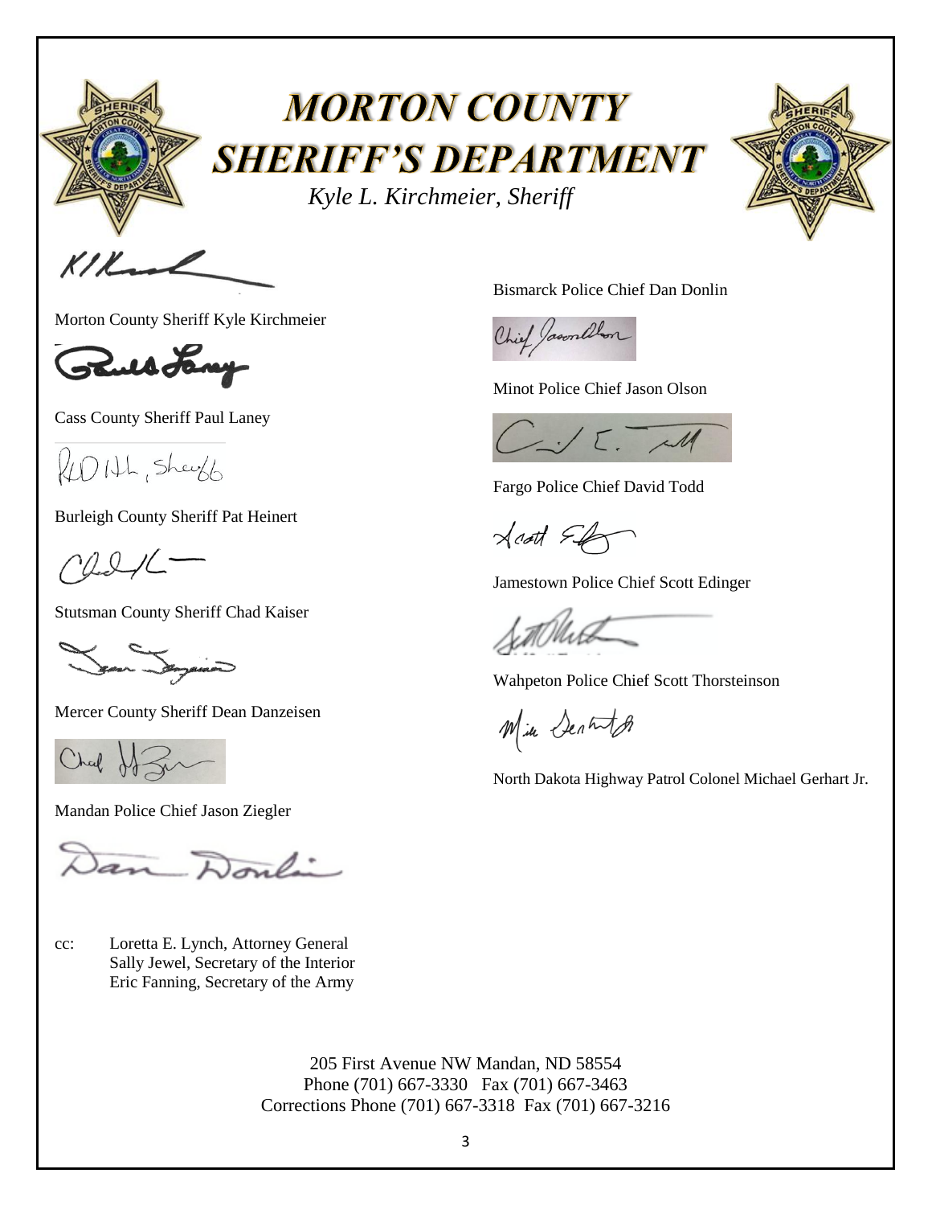# MORTON COUNTY SHERIFF'S DEPARTMENT

*Kyle L. Kirchmeier, Sheriff*

Morton County Sheriff Kyle Kirchmeier

Cass County Sheriff Paul Laney

Burleigh County Sheriff Pat Heinert

Stutsman County Sheriff Chad Kaiser

Mercer County Sheriff Dean Danzeisen

Mandan Police Chief Jason Ziegler

Bismarck Police Chief Dan Donlin

Minot Police Chief Jason Olson

Fargo Police Chief David Todd

Jamestown Police Chief Scott Edinger

Wahpeton Police Chief Scott Thorsteinson

North Dakota Highway Patrol Colonel Michael Gerhart Jr.

cc: Loretta E. Lynch, Attorney General
Sally Jewel, Secretary of the Interior
Eric Fanning, Secretary of the Army

205 First Avenue NW Mandan, ND 58554
Phone (701) 667-3330 Fax (701) 667-3463
Corrections Phone (701) 667-3318 Fax (701) 667-3216